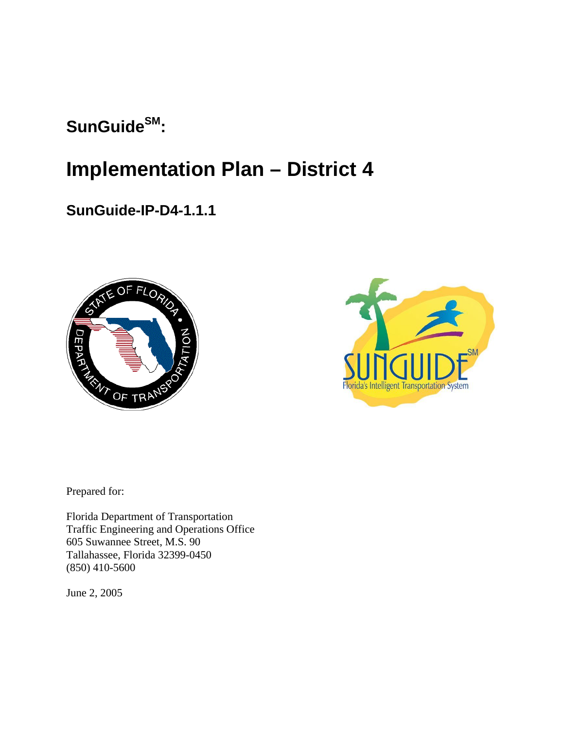# SunGuide$^{SM}$:

# Implementation Plan – District 4

## SunGuide-IP-D4-1.1.1

Prepared for:

Florida Department of Transportation
Traffic Engineering and Operations Office
605 Suwannee Street, M.S. 90
Tallahassee, Florida 32399-0450
(850) 410-5600

June 2, 2005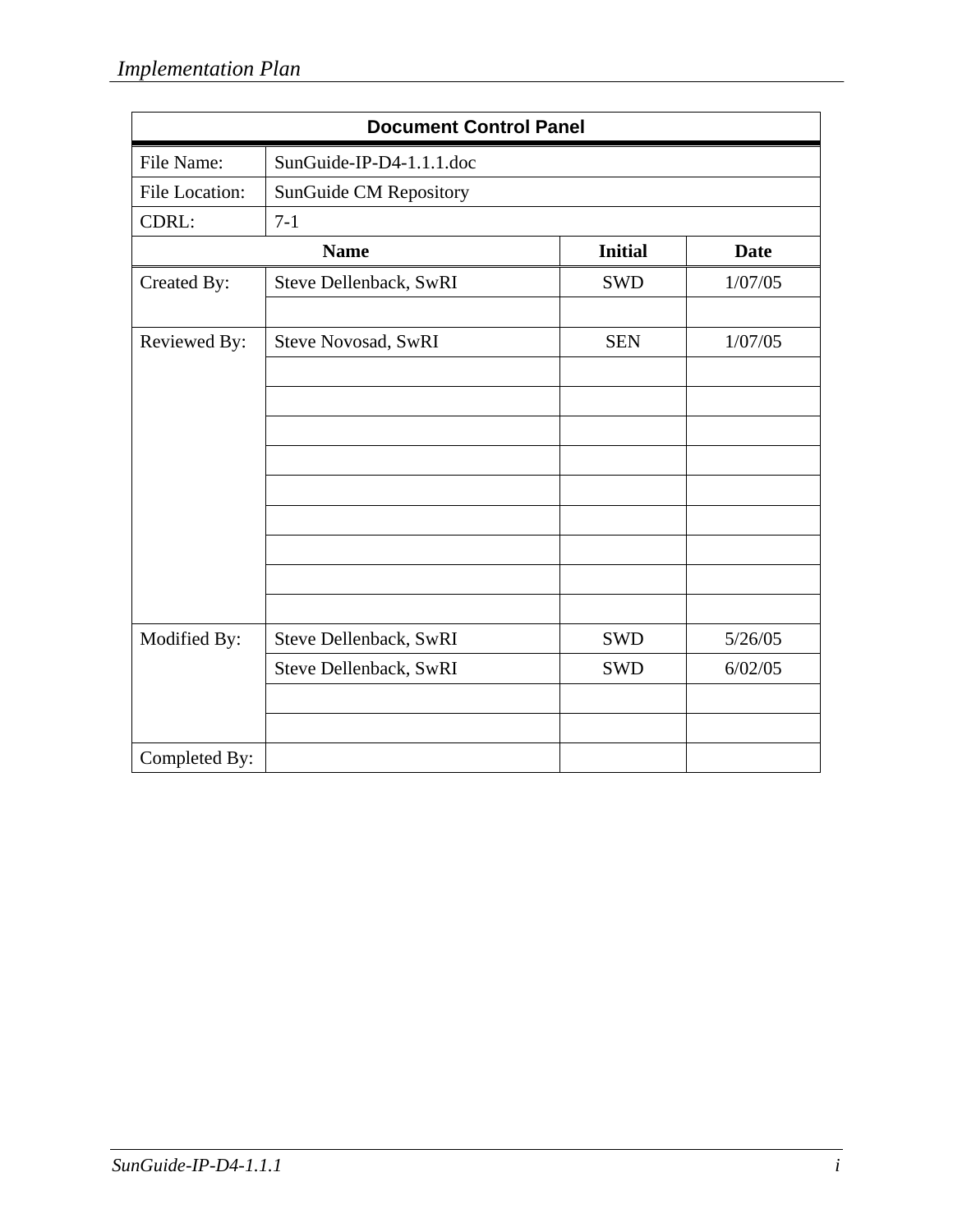| Document Control Panel | | | |
|---|---|---|---|
| File Name: | SunGuide-IP-D4-1.1.1.doc | | |
| File Location: | SunGuide CM Repository | | |
| CDRL: | 7-1 | | |
| | **Name** | **Initial** | **Date** |
| Created By: | Steve Dellenback, SwRI | SWD | 1/07/05 |
| | | | |
| Reviewed By: | Steve Novosad, SwRI | SEN | 1/07/05 |
| | | | |
| | | | |
| | | | |
| | | | |
| | | | |
| | | | |
| | | | |
| | | | |
| | | | |
| Modified By: | Steve Dellenback, SwRI | SWD | 5/26/05 |
| | Steve Dellenback, SwRI | SWD | 6/02/05 |
| | | | |
| | | | |
| Completed By: | | | |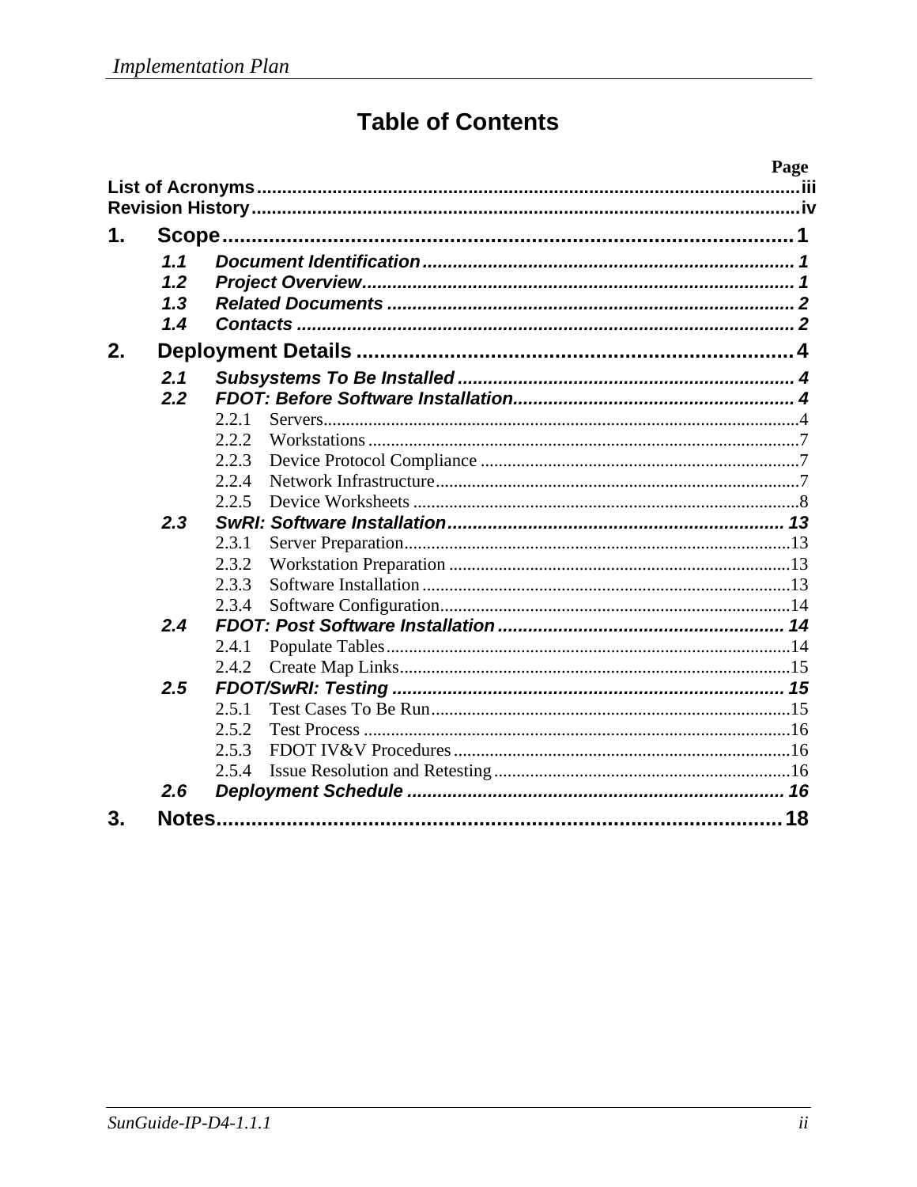# Table of Contents

Page

**List of Acronyms** ............................................................ iii

**Revision History** ............................................................ iv

**1. Scope** ............................................................ 1

- *1.1 Document Identification* ............................................................ 1
- *1.2 Project Overview* ............................................................ 1
- *1.3 Related Documents* ............................................................ 2
- *1.4 Contacts* ............................................................ 2

**2. Deployment Details** ............................................................ 4

- *2.1 Subsystems To Be Installed* ............................................................ 4
- *2.2 FDOT: Before Software Installation* ............................................................ 4
  - 2.2.1 Servers ............................................................ 4
  - 2.2.2 Workstations ............................................................ 7
  - 2.2.3 Device Protocol Compliance ............................................................ 7
  - 2.2.4 Network Infrastructure ............................................................ 7
  - 2.2.5 Device Worksheets ............................................................ 8
- *2.3 SwRI: Software Installation* ............................................................ 13
  - 2.3.1 Server Preparation ............................................................ 13
  - 2.3.2 Workstation Preparation ............................................................ 13
  - 2.3.3 Software Installation ............................................................ 13
  - 2.3.4 Software Configuration ............................................................ 14
- *2.4 FDOT: Post Software Installation* ............................................................ 14
  - 2.4.1 Populate Tables ............................................................ 14
  - 2.4.2 Create Map Links ............................................................ 15
- *2.5 FDOT/SwRI: Testing* ............................................................ 15
  - 2.5.1 Test Cases To Be Run ............................................................ 15
  - 2.5.2 Test Process ............................................................ 16
  - 2.5.3 FDOT IV&V Procedures ............................................................ 16
  - 2.5.4 Issue Resolution and Retesting ............................................................ 16
- *2.6 Deployment Schedule* ............................................................ 16

**3. Notes** ............................................................ 18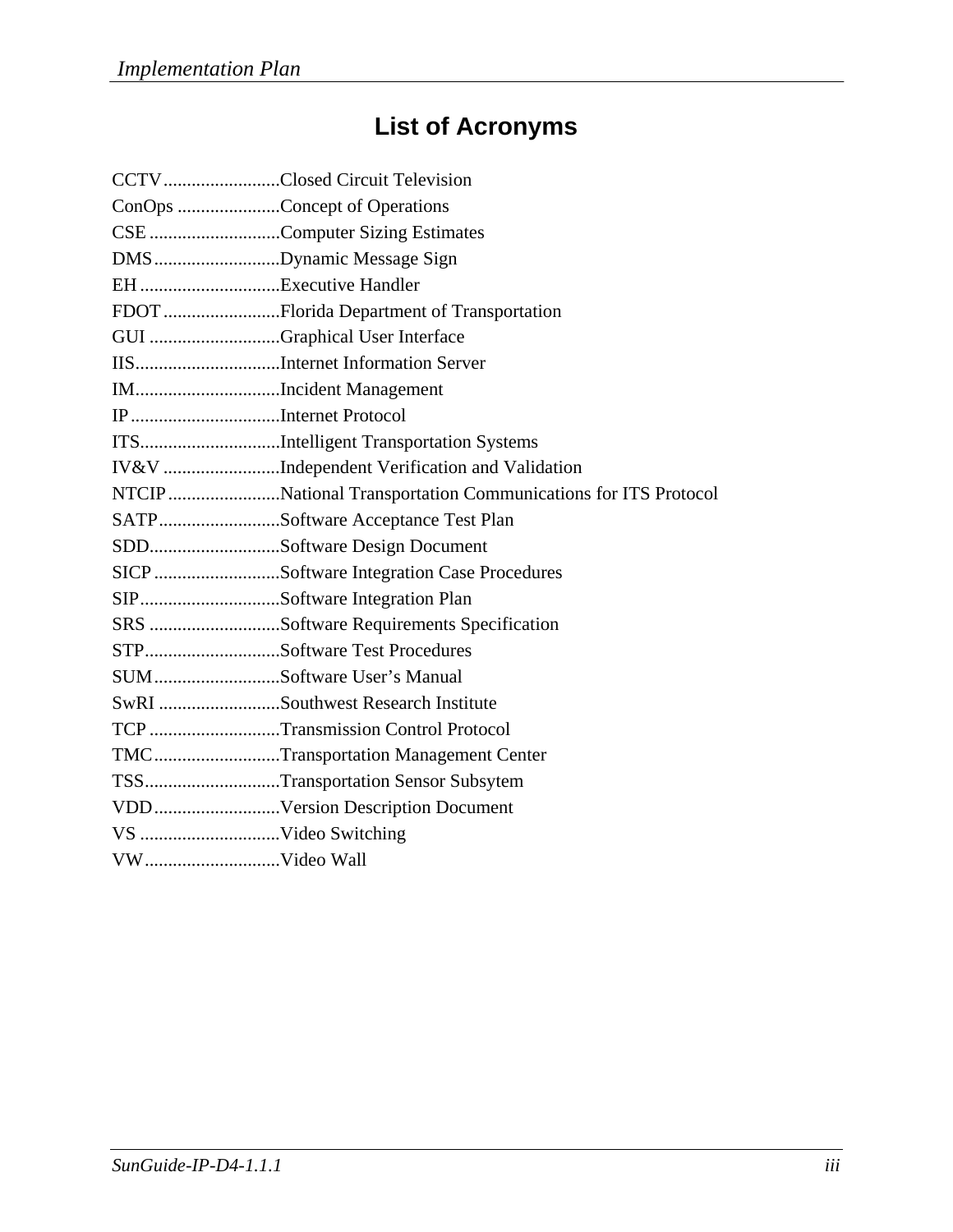# List of Acronyms

CCTV.........................Closed Circuit Television
ConOps ......................Concept of Operations
CSE ............................Computer Sizing Estimates
DMS...........................Dynamic Message Sign
EH ..............................Executive Handler
FDOT .........................Florida Department of Transportation
GUI ............................Graphical User Interface
IIS...............................Internet Information Server
IM...............................Incident Management
IP ................................Internet Protocol
ITS..............................Intelligent Transportation Systems
IV&V .........................Independent Verification and Validation
NTCIP ........................National Transportation Communications for ITS Protocol
SATP..........................Software Acceptance Test Plan
SDD............................Software Design Document
SICP ...........................Software Integration Case Procedures
SIP..............................Software Integration Plan
SRS ............................Software Requirements Specification
STP.............................Software Test Procedures
SUM...........................Software User's Manual
SwRI ..........................Southwest Research Institute
TCP ............................Transmission Control Protocol
TMC...........................Transportation Management Center
TSS.............................Transportation Sensor Subsytem
VDD...........................Version Description Document
VS ..............................Video Switching
VW.............................Video Wall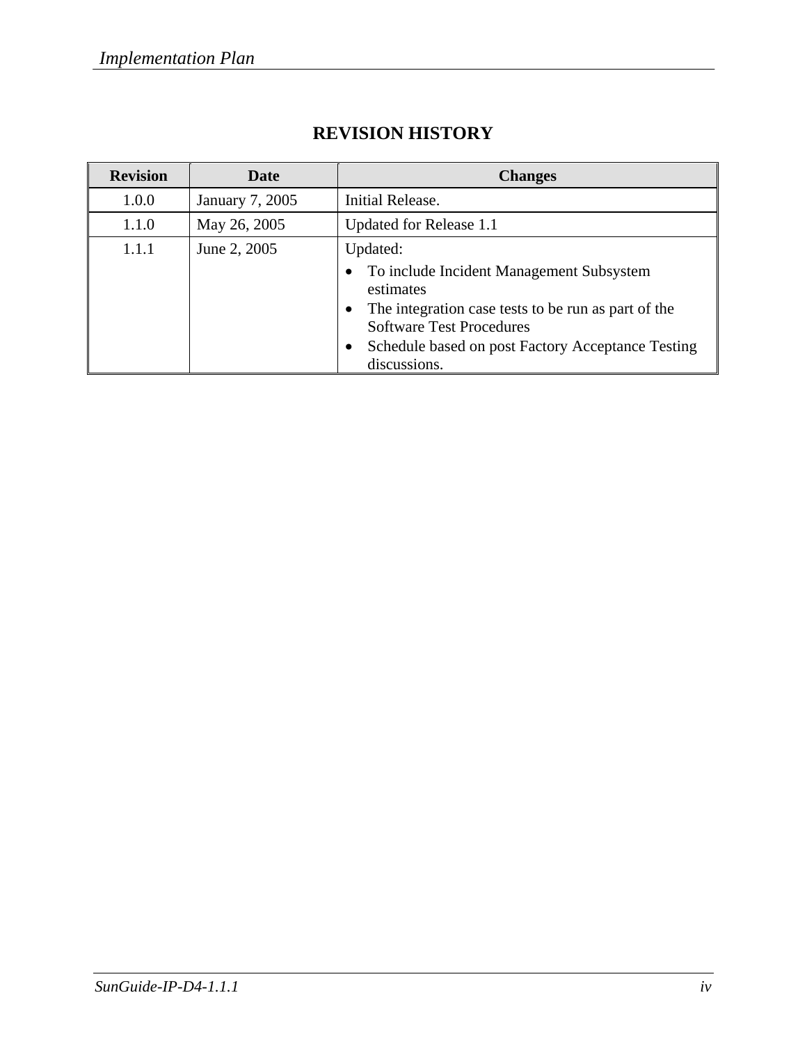# REVISION HISTORY

| Revision | Date | Changes |
|---|---|---|
| 1.0.0 | January 7, 2005 | Initial Release. |
| 1.1.0 | May 26, 2005 | Updated for Release 1.1 |
| 1.1.1 | June 2, 2005 | Updated:<br>• To include Incident Management Subsystem estimates<br>• The integration case tests to be run as part of the Software Test Procedures<br>• Schedule based on post Factory Acceptance Testing discussions. |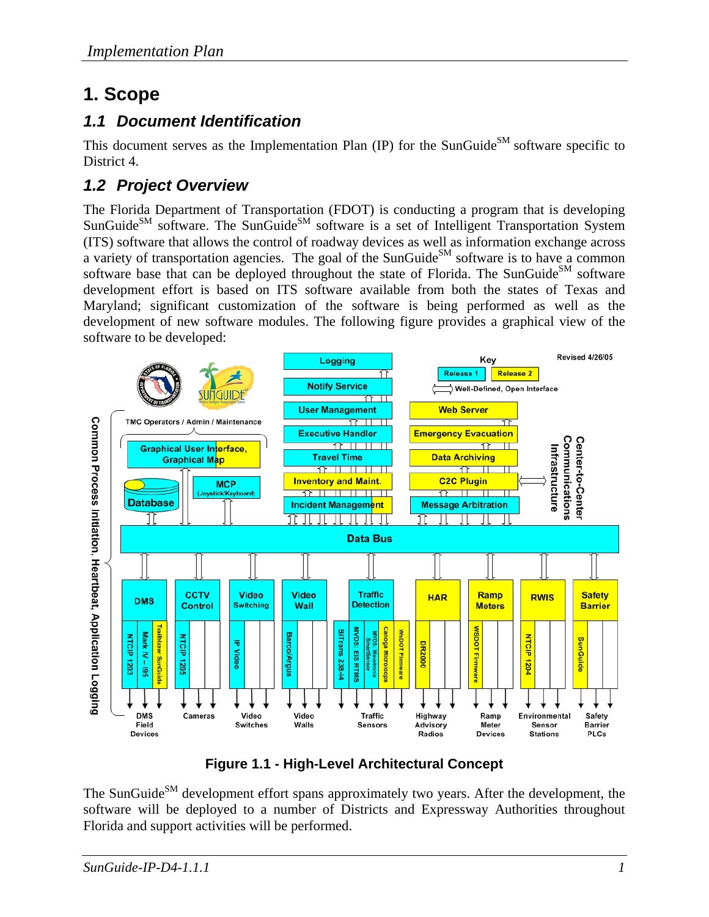# 1. Scope

## 1.1 Document Identification

This document serves as the Implementation Plan (IP) for the SunGuide℠ software specific to District 4.

## 1.2 Project Overview

The Florida Department of Transportation (FDOT) is conducting a program that is developing SunGuide℠ software. The SunGuide℠ software is a set of Intelligent Transportation System (ITS) software that allows the control of roadway devices as well as information exchange across a variety of transportation agencies. The goal of the SunGuide℠ software is to have a common software base that can be deployed throughout the state of Florida. The SunGuide℠ software development effort is based on ITS software available from both the states of Texas and Maryland; significant customization of the software is being performed as well as the development of new software modules. The following figure provides a graphical view of the software to be developed:

**Figure 1.1 - High-Level Architectural Concept**

The SunGuide℠ development effort spans approximately two years. After the development, the software will be deployed to a number of Districts and Expressway Authorities throughout Florida and support activities will be performed.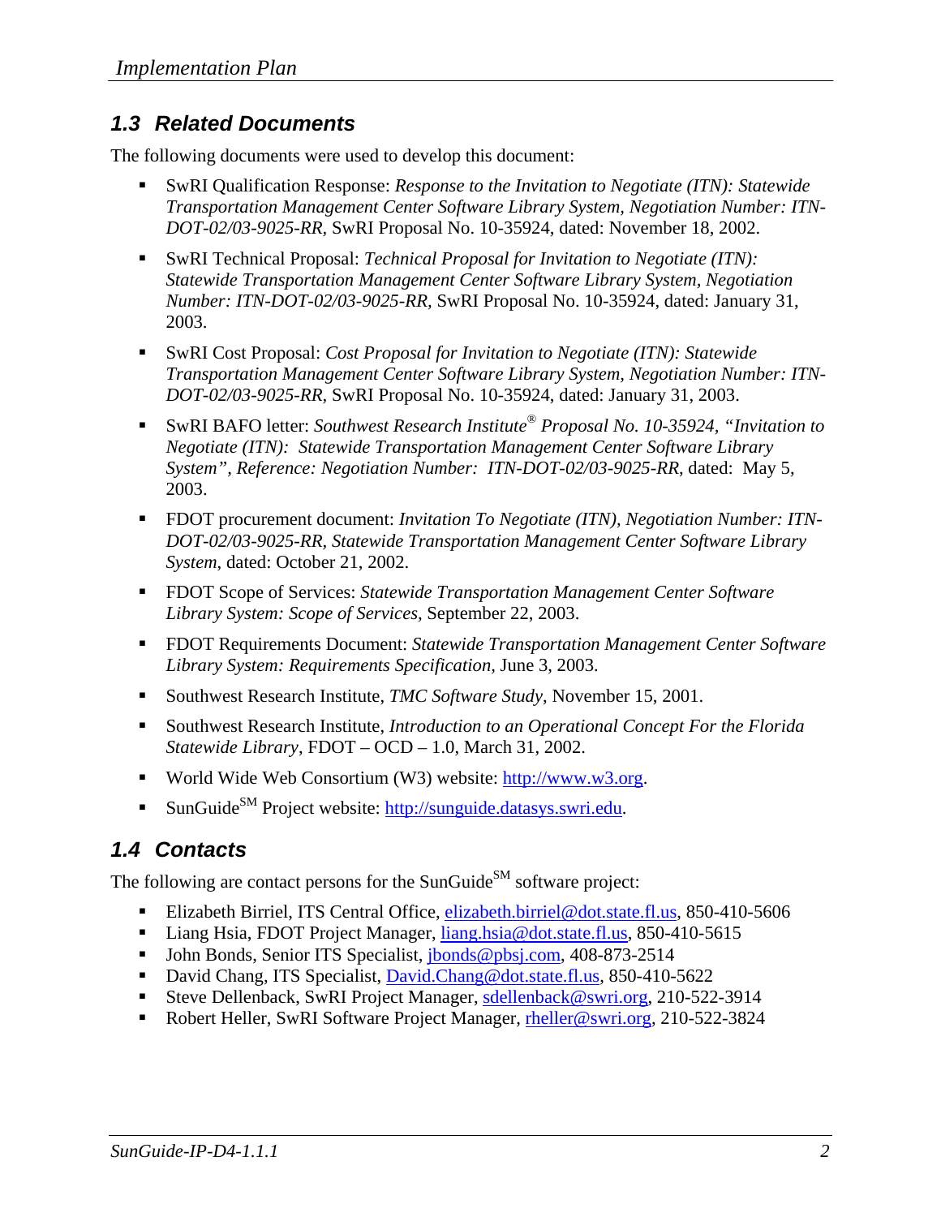## 1.3 Related Documents

The following documents were used to develop this document:

- SwRI Qualification Response: *Response to the Invitation to Negotiate (ITN): Statewide Transportation Management Center Software Library System, Negotiation Number: ITN-DOT-02/03-9025-RR,* SwRI Proposal No. 10-35924, dated: November 18, 2002.
- SwRI Technical Proposal: *Technical Proposal for Invitation to Negotiate (ITN): Statewide Transportation Management Center Software Library System, Negotiation Number: ITN-DOT-02/03-9025-RR,* SwRI Proposal No. 10-35924, dated: January 31, 2003.
- SwRI Cost Proposal: *Cost Proposal for Invitation to Negotiate (ITN): Statewide Transportation Management Center Software Library System, Negotiation Number: ITN-DOT-02/03-9025-RR,* SwRI Proposal No. 10-35924, dated: January 31, 2003.
- SwRI BAFO letter: *Southwest Research Institute® Proposal No. 10-35924, "Invitation to Negotiate (ITN): Statewide Transportation Management Center Software Library System", Reference: Negotiation Number: ITN-DOT-02/03-9025-RR,* dated: May 5, 2003.
- FDOT procurement document: *Invitation To Negotiate (ITN), Negotiation Number: ITN-DOT-02/03-9025-RR, Statewide Transportation Management Center Software Library System*, dated: October 21, 2002.
- FDOT Scope of Services: *Statewide Transportation Management Center Software Library System: Scope of Services,* September 22, 2003.
- FDOT Requirements Document: *Statewide Transportation Management Center Software Library System: Requirements Specification,* June 3, 2003.
- Southwest Research Institute, *TMC Software Study*, November 15, 2001.
- Southwest Research Institute, *Introduction to an Operational Concept For the Florida Statewide Library*, FDOT – OCD – 1.0, March 31, 2002.
- World Wide Web Consortium (W3) website: http://www.w3.org.
- SunGuide℠ Project website: http://sunguide.datasys.swri.edu.

## 1.4 Contacts

The following are contact persons for the SunGuide℠ software project:

- Elizabeth Birriel, ITS Central Office, elizabeth.birriel@dot.state.fl.us, 850-410-5606
- Liang Hsia, FDOT Project Manager, liang.hsia@dot.state.fl.us, 850-410-5615
- John Bonds, Senior ITS Specialist, jbonds@pbsj.com, 408-873-2514
- David Chang, ITS Specialist, David.Chang@dot.state.fl.us, 850-410-5622
- Steve Dellenback, SwRI Project Manager, sdellenback@swri.org, 210-522-3914
- Robert Heller, SwRI Software Project Manager, rheller@swri.org, 210-522-3824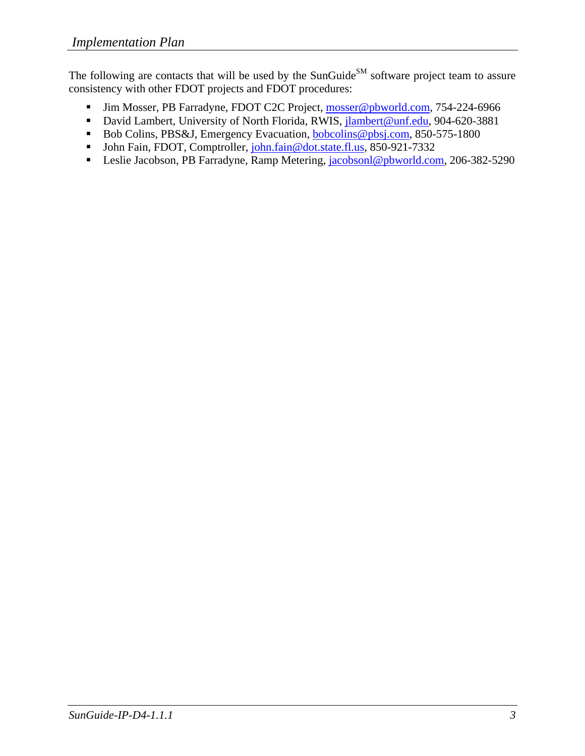The following are contacts that will be used by the SunGuide[SM] software project team to assure consistency with other FDOT projects and FDOT procedures:

- Jim Mosser, PB Farradyne, FDOT C2C Project, mosser@pbworld.com, 754-224-6966
- David Lambert, University of North Florida, RWIS, jlambert@unf.edu, 904-620-3881
- Bob Colins, PBS&J, Emergency Evacuation, bobcolins@pbsj.com, 850-575-1800
- John Fain, FDOT, Comptroller, john.fain@dot.state.fl.us, 850-921-7332
- Leslie Jacobson, PB Farradyne, Ramp Metering, jacobsonl@pbworld.com, 206-382-5290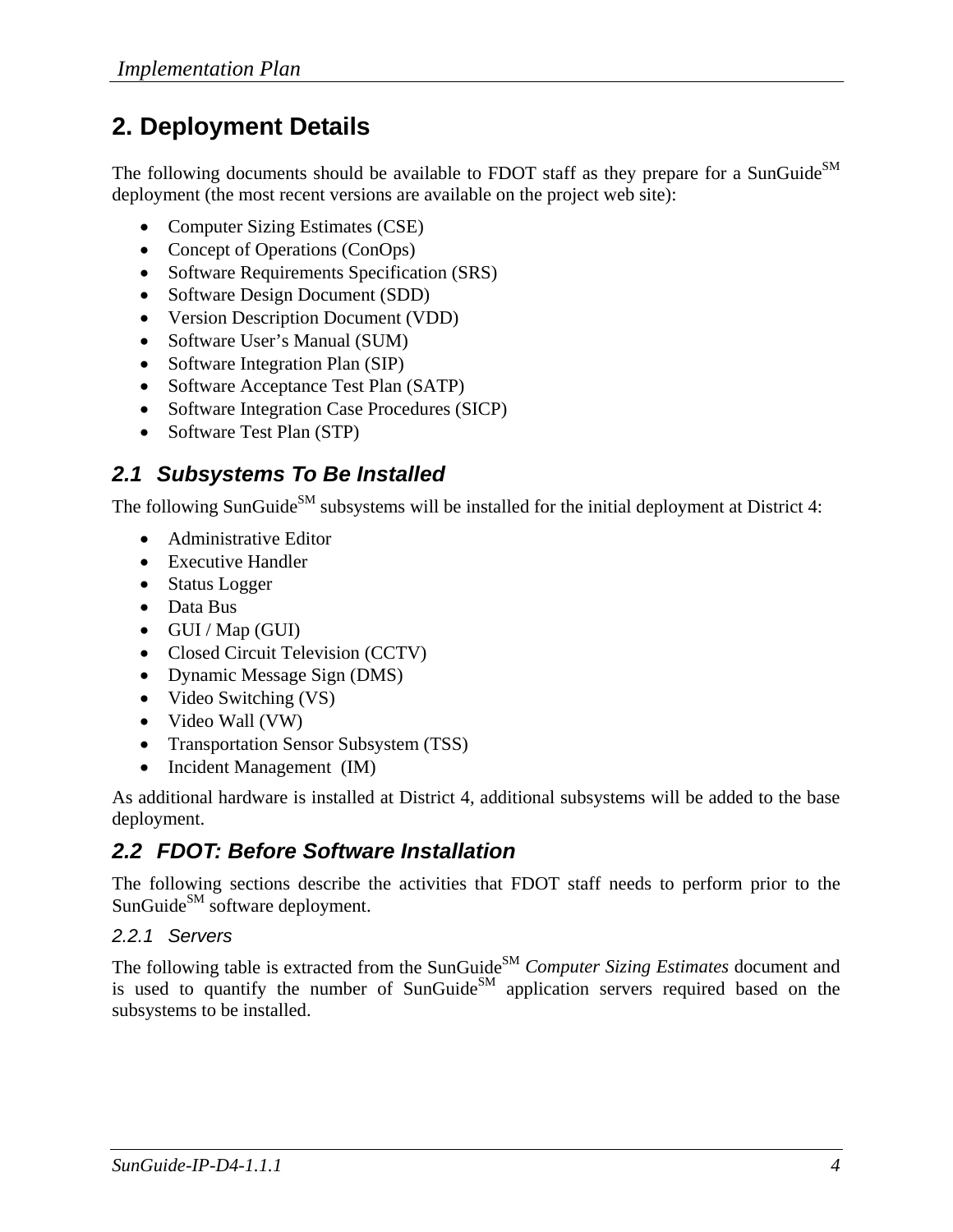## 2. Deployment Details

The following documents should be available to FDOT staff as they prepare for a SunGuide[SM] deployment (the most recent versions are available on the project web site):

- Computer Sizing Estimates (CSE)
- Concept of Operations (ConOps)
- Software Requirements Specification (SRS)
- Software Design Document (SDD)
- Version Description Document (VDD)
- Software User's Manual (SUM)
- Software Integration Plan (SIP)
- Software Acceptance Test Plan (SATP)
- Software Integration Case Procedures (SICP)
- Software Test Plan (STP)

### *2.1 Subsystems To Be Installed*

The following SunGuide[SM] subsystems will be installed for the initial deployment at District 4:

- Administrative Editor
- Executive Handler
- Status Logger
- Data Bus
- GUI / Map (GUI)
- Closed Circuit Television (CCTV)
- Dynamic Message Sign (DMS)
- Video Switching (VS)
- Video Wall (VW)
- Transportation Sensor Subsystem (TSS)
- Incident Management (IM)

As additional hardware is installed at District 4, additional subsystems will be added to the base deployment.

### *2.2 FDOT: Before Software Installation*

The following sections describe the activities that FDOT staff needs to perform prior to the SunGuide[SM] software deployment.

#### *2.2.1 Servers*

The following table is extracted from the SunGuide[SM] *Computer Sizing Estimates* document and is used to quantify the number of SunGuide[SM] application servers required based on the subsystems to be installed.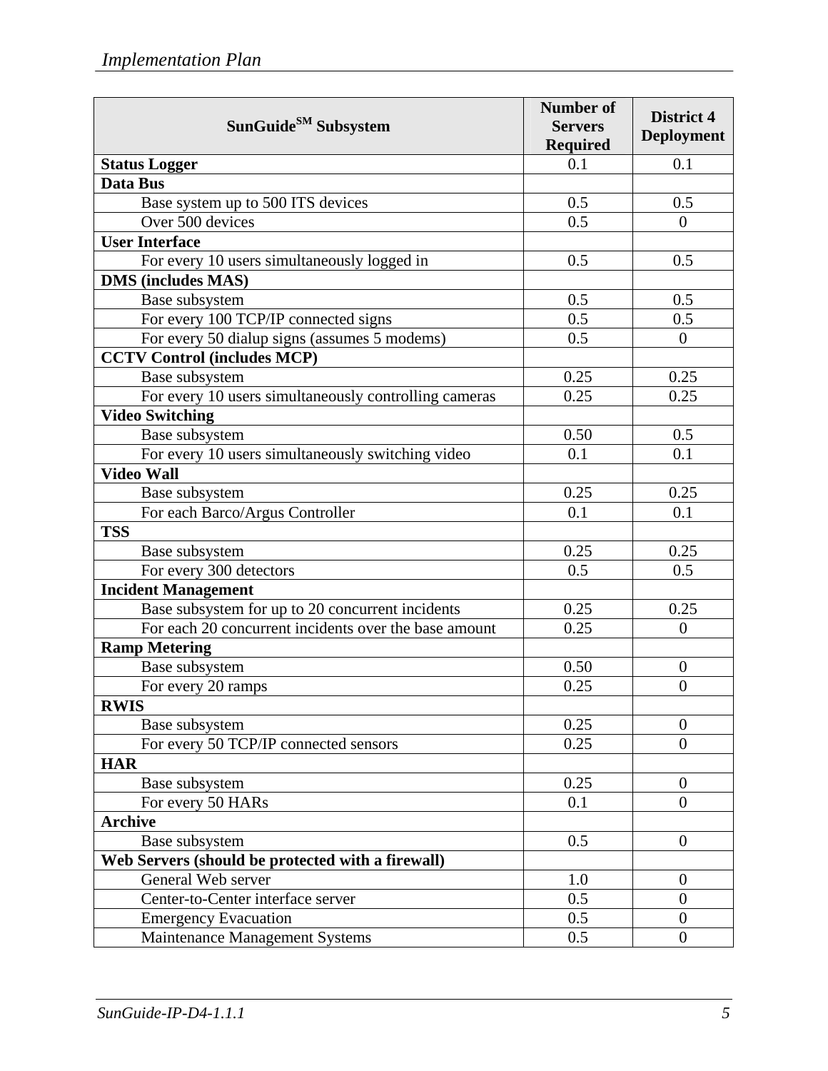| SunGuide[SM] Subsystem | Number of Servers Required | District 4 Deployment |
|---|---|---|
| **Status Logger** | 0.1 | 0.1 |
| **Data Bus** | | |
| Base system up to 500 ITS devices | 0.5 | 0.5 |
| Over 500 devices | 0.5 | 0 |
| **User Interface** | | |
| For every 10 users simultaneously logged in | 0.5 | 0.5 |
| **DMS (includes MAS)** | | |
| Base subsystem | 0.5 | 0.5 |
| For every 100 TCP/IP connected signs | 0.5 | 0.5 |
| For every 50 dialup signs (assumes 5 modems) | 0.5 | 0 |
| **CCTV Control (includes MCP)** | | |
| Base subsystem | 0.25 | 0.25 |
| For every 10 users simultaneously controlling cameras | 0.25 | 0.25 |
| **Video Switching** | | |
| Base subsystem | 0.50 | 0.5 |
| For every 10 users simultaneously switching video | 0.1 | 0.1 |
| **Video Wall** | | |
| Base subsystem | 0.25 | 0.25 |
| For each Barco/Argus Controller | 0.1 | 0.1 |
| **TSS** | | |
| Base subsystem | 0.25 | 0.25 |
| For every 300 detectors | 0.5 | 0.5 |
| **Incident Management** | | |
| Base subsystem for up to 20 concurrent incidents | 0.25 | 0.25 |
| For each 20 concurrent incidents over the base amount | 0.25 | 0 |
| **Ramp Metering** | | |
| Base subsystem | 0.50 | 0 |
| For every 20 ramps | 0.25 | 0 |
| **RWIS** | | |
| Base subsystem | 0.25 | 0 |
| For every 50 TCP/IP connected sensors | 0.25 | 0 |
| **HAR** | | |
| Base subsystem | 0.25 | 0 |
| For every 50 HARs | 0.1 | 0 |
| **Archive** | | |
| Base subsystem | 0.5 | 0 |
| **Web Servers (should be protected with a firewall)** | | |
| General Web server | 1.0 | 0 |
| Center-to-Center interface server | 0.5 | 0 |
| Emergency Evacuation | 0.5 | 0 |
| Maintenance Management Systems | 0.5 | 0 |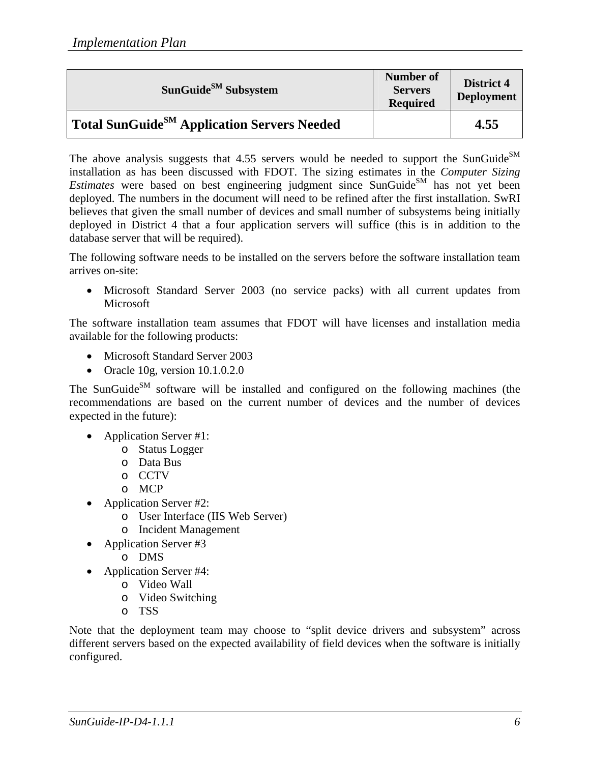| SunGuide[SM] Subsystem | Number of Servers Required | District 4 Deployment |
|---|---|---|
| **Total SunGuide[SM] Application Servers Needed** | | **4.55** |

The above analysis suggests that 4.55 servers would be needed to support the SunGuide[SM] installation as has been discussed with FDOT. The sizing estimates in the *Computer Sizing Estimates* were based on best engineering judgment since SunGuide[SM] has not yet been deployed. The numbers in the document will need to be refined after the first installation. SwRI believes that given the small number of devices and small number of subsystems being initially deployed in District 4 that a four application servers will suffice (this is in addition to the database server that will be required).

The following software needs to be installed on the servers before the software installation team arrives on-site:

- Microsoft Standard Server 2003 (no service packs) with all current updates from Microsoft

The software installation team assumes that FDOT will have licenses and installation media available for the following products:

- Microsoft Standard Server 2003
- Oracle 10g, version 10.1.0.2.0

The SunGuide[SM] software will be installed and configured on the following machines (the recommendations are based on the current number of devices and the number of devices expected in the future):

- Application Server #1:
  - Status Logger
  - Data Bus
  - CCTV
  - MCP
- Application Server #2:
  - User Interface (IIS Web Server)
  - Incident Management
- Application Server #3
  - DMS
- Application Server #4:
  - Video Wall
  - Video Switching
  - TSS

Note that the deployment team may choose to "split device drivers and subsystem" across different servers based on the expected availability of field devices when the software is initially configured.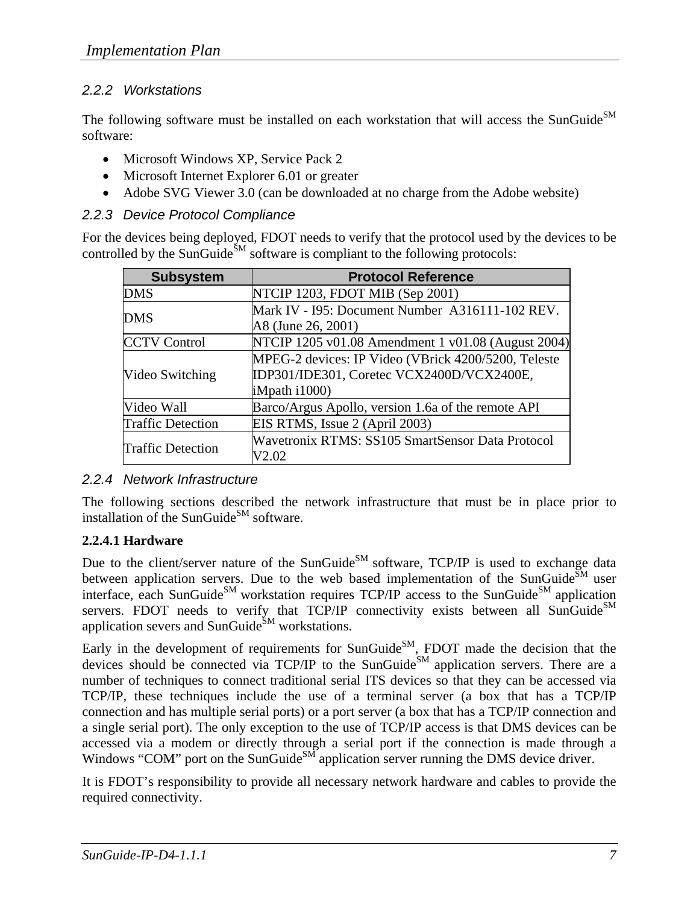### 2.2.2 Workstations

The following software must be installed on each workstation that will access the SunGuide[SM] software:

- Microsoft Windows XP, Service Pack 2
- Microsoft Internet Explorer 6.01 or greater
- Adobe SVG Viewer 3.0 (can be downloaded at no charge from the Adobe website)

### 2.2.3 Device Protocol Compliance

For the devices being deployed, FDOT needs to verify that the protocol used by the devices to be controlled by the SunGuide[SM] software is compliant to the following protocols:

| Subsystem | Protocol Reference |
|---|---|
| DMS | NTCIP 1203, FDOT MIB (Sep 2001) |
| DMS | Mark IV - I95: Document Number A316111-102 REV. A8 (June 26, 2001) |
| CCTV Control | NTCIP 1205 v01.08 Amendment 1 v01.08 (August 2004) |
| Video Switching | MPEG-2 devices: IP Video (VBrick 4200/5200, Teleste IDP301/IDE301, Coretec VCX2400D/VCX2400E, iMpath i1000) |
| Video Wall | Barco/Argus Apollo, version 1.6a of the remote API |
| Traffic Detection | EIS RTMS, Issue 2 (April 2003) |
| Traffic Detection | Wavetronix RTMS: SS105 SmartSensor Data Protocol V2.02 |

### 2.2.4 Network Infrastructure

The following sections described the network infrastructure that must be in place prior to installation of the SunGuide[SM] software.

#### 2.2.4.1 Hardware

Due to the client/server nature of the SunGuide[SM] software, TCP/IP is used to exchange data between application servers. Due to the web based implementation of the SunGuide[SM] user interface, each SunGuide[SM] workstation requires TCP/IP access to the SunGuide[SM] application servers. FDOT needs to verify that TCP/IP connectivity exists between all SunGuide[SM] application severs and SunGuide[SM] workstations.

Early in the development of requirements for SunGuide[SM], FDOT made the decision that the devices should be connected via TCP/IP to the SunGuide[SM] application servers. There are a number of techniques to connect traditional serial ITS devices so that they can be accessed via TCP/IP, these techniques include the use of a terminal server (a box that has a TCP/IP connection and has multiple serial ports) or a port server (a box that has a TCP/IP connection and a single serial port). The only exception to the use of TCP/IP access is that DMS devices can be accessed via a modem or directly through a serial port if the connection is made through a Windows "COM" port on the SunGuide[SM] application server running the DMS device driver.

It is FDOT's responsibility to provide all necessary network hardware and cables to provide the required connectivity.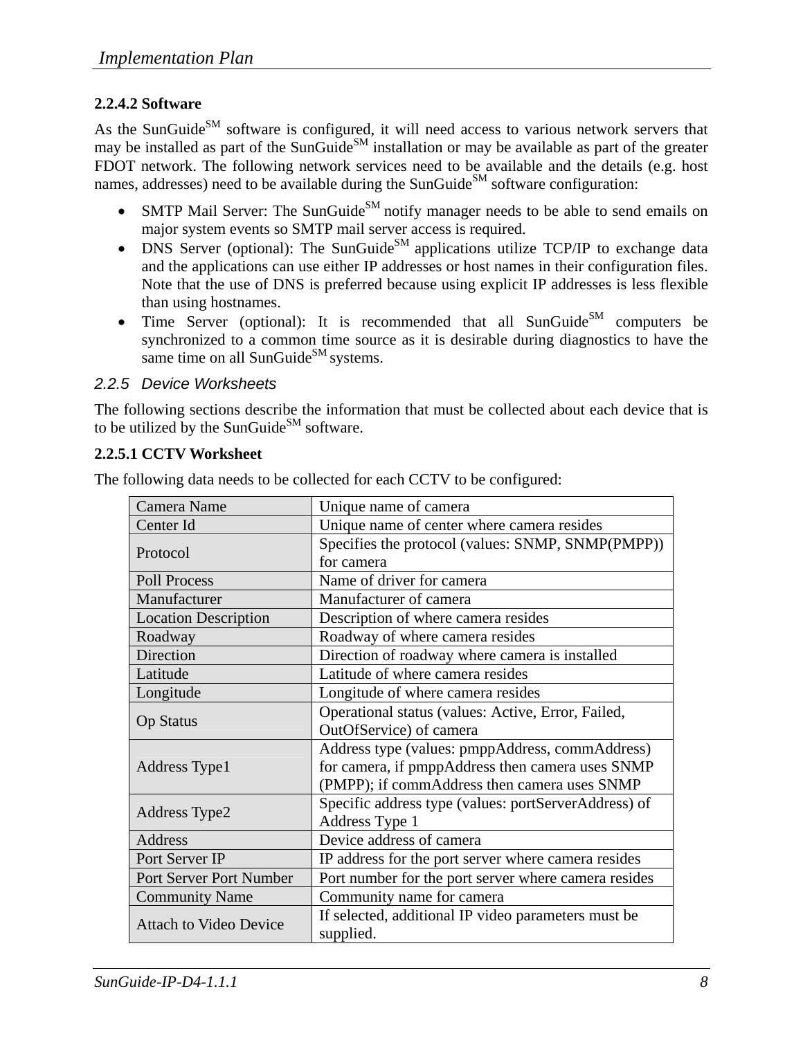#### 2.2.4.2 Software

As the SunGuide$^{SM}$ software is configured, it will need access to various network servers that may be installed as part of the SunGuide$^{SM}$ installation or may be available as part of the greater FDOT network. The following network services need to be available and the details (e.g. host names, addresses) need to be available during the SunGuide$^{SM}$ software configuration:

- SMTP Mail Server: The SunGuide$^{SM}$ notify manager needs to be able to send emails on major system events so SMTP mail server access is required.
- DNS Server (optional): The SunGuide$^{SM}$ applications utilize TCP/IP to exchange data and the applications can use either IP addresses or host names in their configuration files. Note that the use of DNS is preferred because using explicit IP addresses is less flexible than using hostnames.
- Time Server (optional): It is recommended that all SunGuide$^{SM}$ computers be synchronized to a common time source as it is desirable during diagnostics to have the same time on all SunGuide$^{SM}$ systems.

### 2.2.5 Device Worksheets

The following sections describe the information that must be collected about each device that is to be utilized by the SunGuide$^{SM}$ software.

#### 2.2.5.1 CCTV Worksheet

The following data needs to be collected for each CCTV to be configured:

| | |
|---|---|
| Camera Name | Unique name of camera |
| Center Id | Unique name of center where camera resides |
| Protocol | Specifies the protocol (values: SNMP, SNMP(PMPP)) for camera |
| Poll Process | Name of driver for camera |
| Manufacturer | Manufacturer of camera |
| Location Description | Description of where camera resides |
| Roadway | Roadway of where camera resides |
| Direction | Direction of roadway where camera is installed |
| Latitude | Latitude of where camera resides |
| Longitude | Longitude of where camera resides |
| Op Status | Operational status (values: Active, Error, Failed, OutOfService) of camera |
| Address Type1 | Address type (values: pmppAddress, commAddress) for camera, if pmppAddress then camera uses SNMP (PMPP); if commAddress then camera uses SNMP |
| Address Type2 | Specific address type (values: portServerAddress) of Address Type 1 |
| Address | Device address of camera |
| Port Server IP | IP address for the port server where camera resides |
| Port Server Port Number | Port number for the port server where camera resides |
| Community Name | Community name for camera |
| Attach to Video Device | If selected, additional IP video parameters must be supplied. |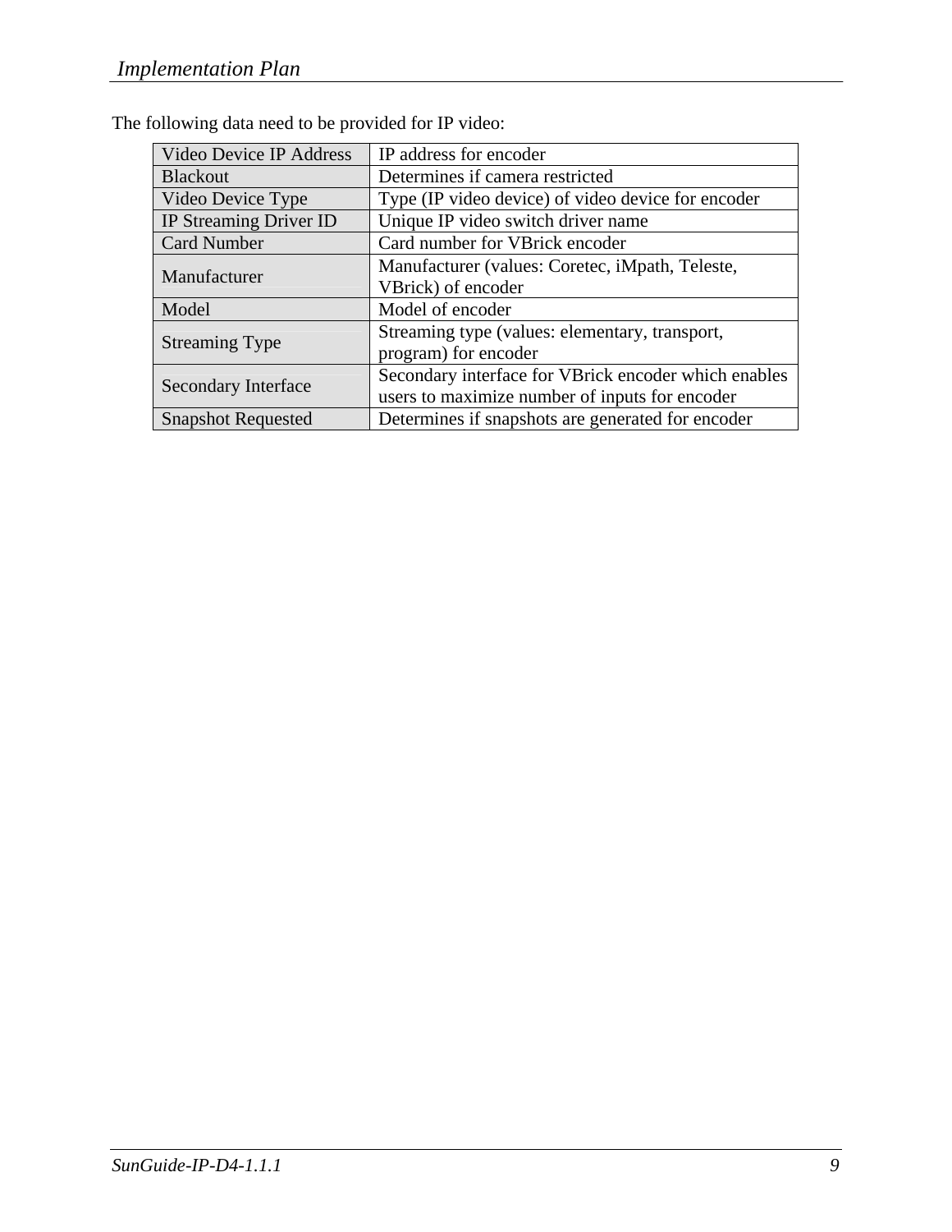The following data need to be provided for IP video:

| | |
|---|---|
| Video Device IP Address | IP address for encoder |
| Blackout | Determines if camera restricted |
| Video Device Type | Type (IP video device) of video device for encoder |
| IP Streaming Driver ID | Unique IP video switch driver name |
| Card Number | Card number for VBrick encoder |
| Manufacturer | Manufacturer (values: Coretec, iMpath, Teleste, VBrick) of encoder |
| Model | Model of encoder |
| Streaming Type | Streaming type (values: elementary, transport, program) for encoder |
| Secondary Interface | Secondary interface for VBrick encoder which enables users to maximize number of inputs for encoder |
| Snapshot Requested | Determines if snapshots are generated for encoder |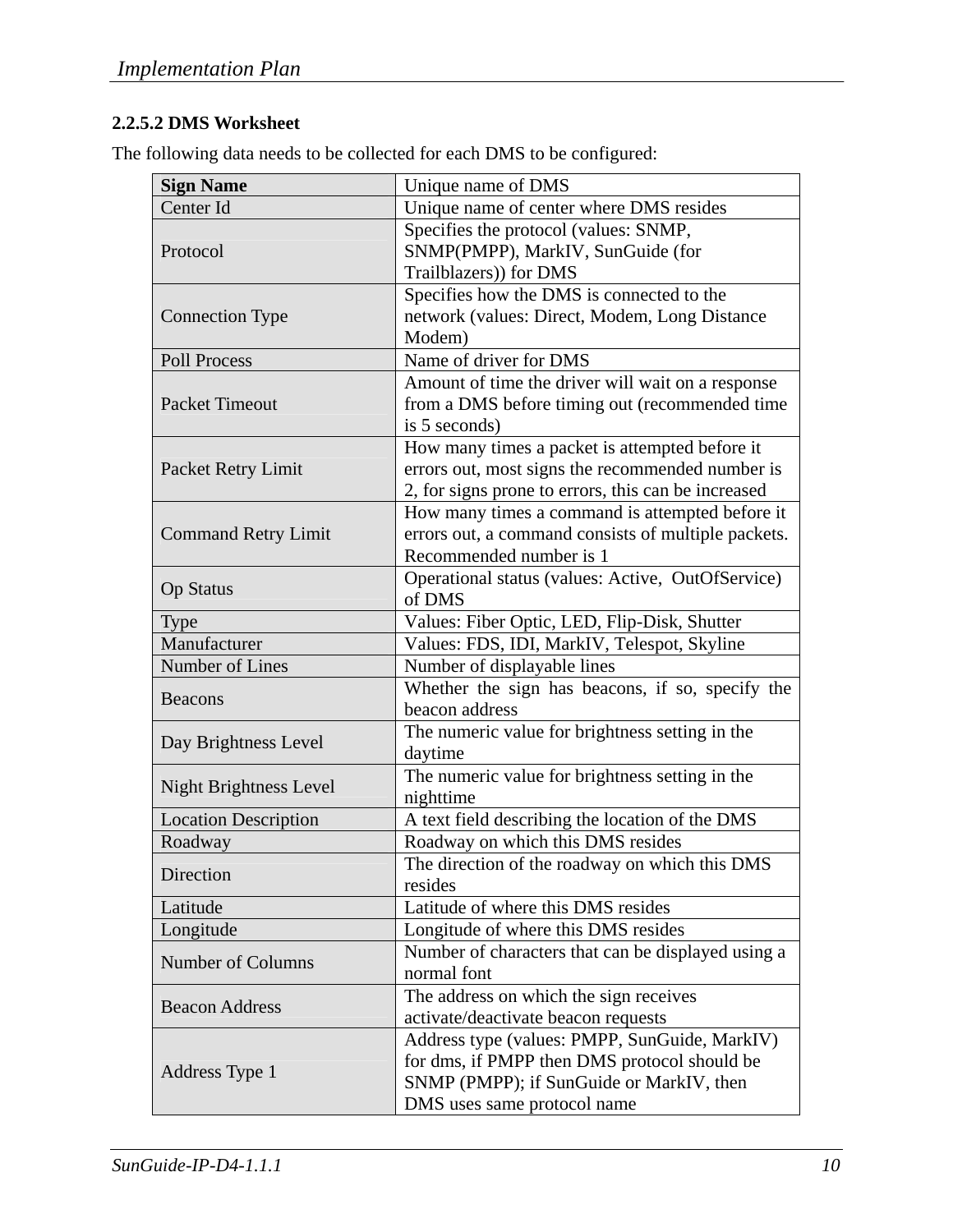#### 2.2.5.2 DMS Worksheet

The following data needs to be collected for each DMS to be configured:

| **Sign Name** | Unique name of DMS |
|---|---|
| Center Id | Unique name of center where DMS resides |
| Protocol | Specifies the protocol (values: SNMP, SNMP(PMPP), MarkIV, SunGuide (for Trailblazers)) for DMS |
| Connection Type | Specifies how the DMS is connected to the network (values: Direct, Modem, Long Distance Modem) |
| Poll Process | Name of driver for DMS |
| Packet Timeout | Amount of time the driver will wait on a response from a DMS before timing out (recommended time is 5 seconds) |
| Packet Retry Limit | How many times a packet is attempted before it errors out, most signs the recommended number is 2, for signs prone to errors, this can be increased |
| Command Retry Limit | How many times a command is attempted before it errors out, a command consists of multiple packets. Recommended number is 1 |
| Op Status | Operational status (values: Active, OutOfService) of DMS |
| Type | Values: Fiber Optic, LED, Flip-Disk, Shutter |
| Manufacturer | Values: FDS, IDI, MarkIV, Telespot, Skyline |
| Number of Lines | Number of displayable lines |
| Beacons | Whether the sign has beacons, if so, specify the beacon address |
| Day Brightness Level | The numeric value for brightness setting in the daytime |
| Night Brightness Level | The numeric value for brightness setting in the nighttime |
| Location Description | A text field describing the location of the DMS |
| Roadway | Roadway on which this DMS resides |
| Direction | The direction of the roadway on which this DMS resides |
| Latitude | Latitude of where this DMS resides |
| Longitude | Longitude of where this DMS resides |
| Number of Columns | Number of characters that can be displayed using a normal font |
| Beacon Address | The address on which the sign receives activate/deactivate beacon requests |
| Address Type 1 | Address type (values: PMPP, SunGuide, MarkIV) for dms, if PMPP then DMS protocol should be SNMP (PMPP); if SunGuide or MarkIV, then DMS uses same protocol name |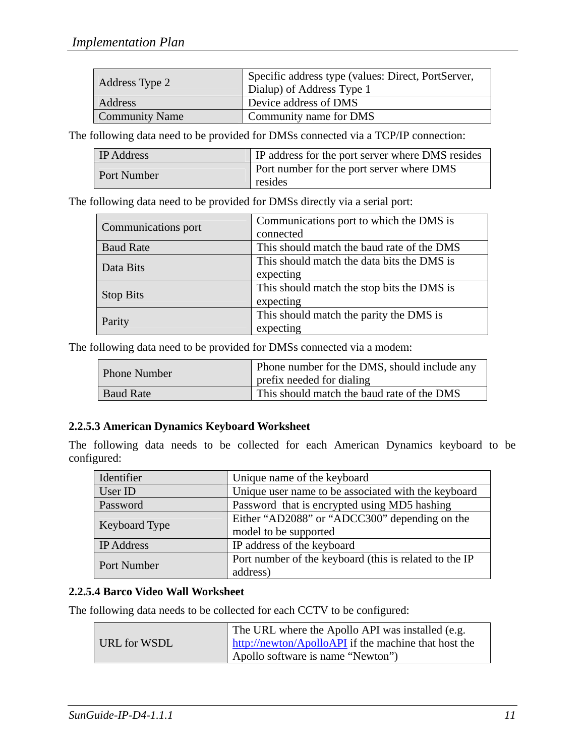| | |
|---|---|
| Address Type 2 | Specific address type (values: Direct, PortServer, Dialup) of Address Type 1 |
| Address | Device address of DMS |
| Community Name | Community name for DMS |

The following data need to be provided for DMSs connected via a TCP/IP connection:

| | |
|---|---|
| IP Address | IP address for the port server where DMS resides |
| Port Number | Port number for the port server where DMS resides |

The following data need to be provided for DMSs directly via a serial port:

| | |
|---|---|
| Communications port | Communications port to which the DMS is connected |
| Baud Rate | This should match the baud rate of the DMS |
| Data Bits | This should match the data bits the DMS is expecting |
| Stop Bits | This should match the stop bits the DMS is expecting |
| Parity | This should match the parity the DMS is expecting |

The following data need to be provided for DMSs connected via a modem:

| | |
|---|---|
| Phone Number | Phone number for the DMS, should include any prefix needed for dialing |
| Baud Rate | This should match the baud rate of the DMS |

### 2.2.5.3 American Dynamics Keyboard Worksheet

The following data needs to be collected for each American Dynamics keyboard to be configured:

| | |
|---|---|
| Identifier | Unique name of the keyboard |
| User ID | Unique user name to be associated with the keyboard |
| Password | Password that is encrypted using MD5 hashing |
| Keyboard Type | Either "AD2088" or "ADCC300" depending on the model to be supported |
| IP Address | IP address of the keyboard |
| Port Number | Port number of the keyboard (this is related to the IP address) |

### 2.2.5.4 Barco Video Wall Worksheet

The following data needs to be collected for each CCTV to be configured:

| | |
|---|---|
| URL for WSDL | The URL where the Apollo API was installed (e.g. http://newton/ApolloAPI if the machine that host the Apollo software is name "Newton") |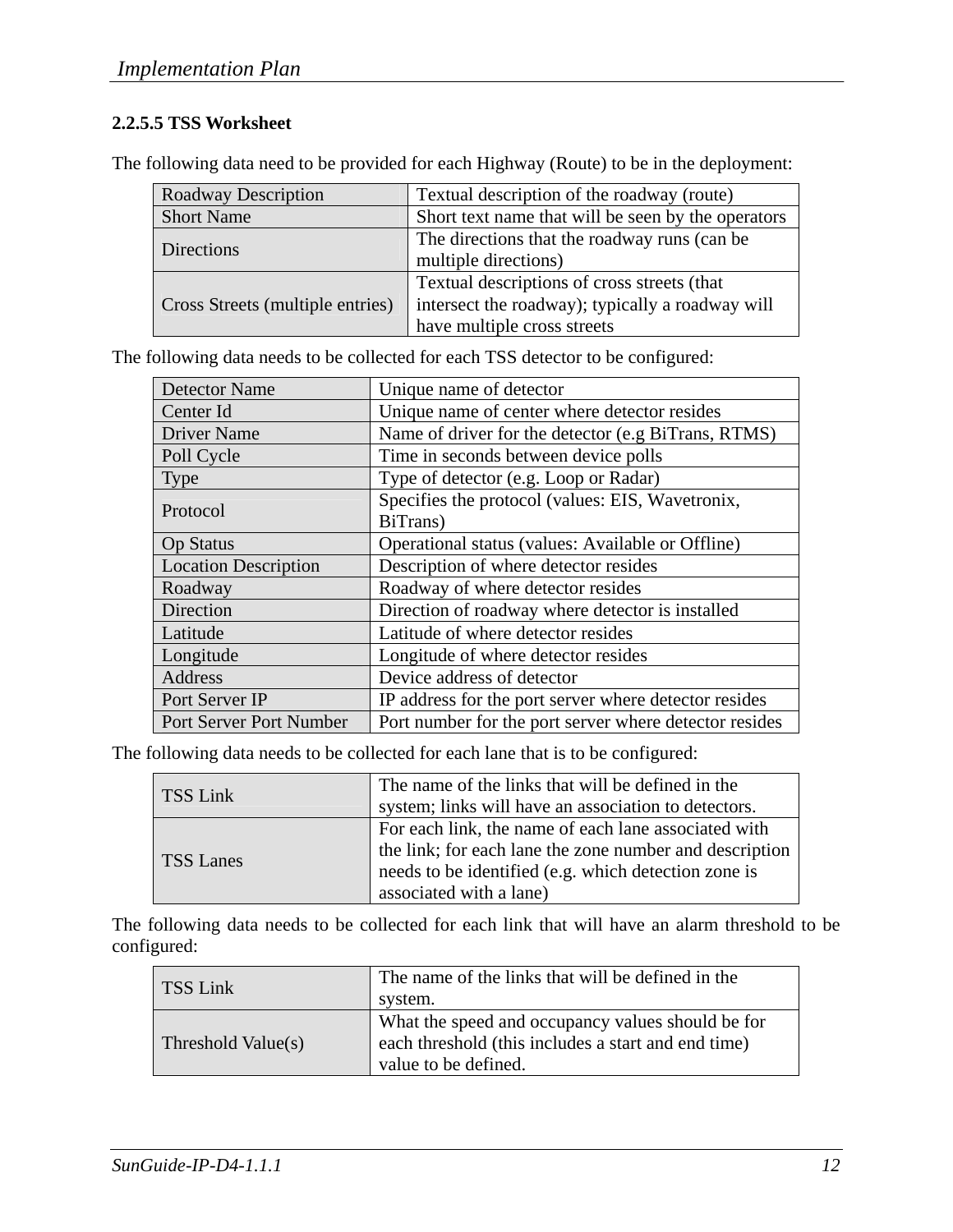#### 2.2.5.5 TSS Worksheet

The following data need to be provided for each Highway (Route) to be in the deployment:

| | |
|---|---|
| Roadway Description | Textual description of the roadway (route) |
| Short Name | Short text name that will be seen by the operators |
| Directions | The directions that the roadway runs (can be multiple directions) |
| Cross Streets (multiple entries) | Textual descriptions of cross streets (that intersect the roadway); typically a roadway will have multiple cross streets |

The following data needs to be collected for each TSS detector to be configured:

| | |
|---|---|
| Detector Name | Unique name of detector |
| Center Id | Unique name of center where detector resides |
| Driver Name | Name of driver for the detector (e.g BiTrans, RTMS) |
| Poll Cycle | Time in seconds between device polls |
| Type | Type of detector (e.g. Loop or Radar) |
| Protocol | Specifies the protocol (values: EIS, Wavetronix, BiTrans) |
| Op Status | Operational status (values: Available or Offline) |
| Location Description | Description of where detector resides |
| Roadway | Roadway of where detector resides |
| Direction | Direction of roadway where detector is installed |
| Latitude | Latitude of where detector resides |
| Longitude | Longitude of where detector resides |
| Address | Device address of detector |
| Port Server IP | IP address for the port server where detector resides |
| Port Server Port Number | Port number for the port server where detector resides |

The following data needs to be collected for each lane that is to be configured:

| | |
|---|---|
| TSS Link | The name of the links that will be defined in the system; links will have an association to detectors. |
| TSS Lanes | For each link, the name of each lane associated with the link; for each lane the zone number and description needs to be identified (e.g. which detection zone is associated with a lane) |

The following data needs to be collected for each link that will have an alarm threshold to be configured:

| | |
|---|---|
| TSS Link | The name of the links that will be defined in the system. |
| Threshold Value(s) | What the speed and occupancy values should be for each threshold (this includes a start and end time) value to be defined. |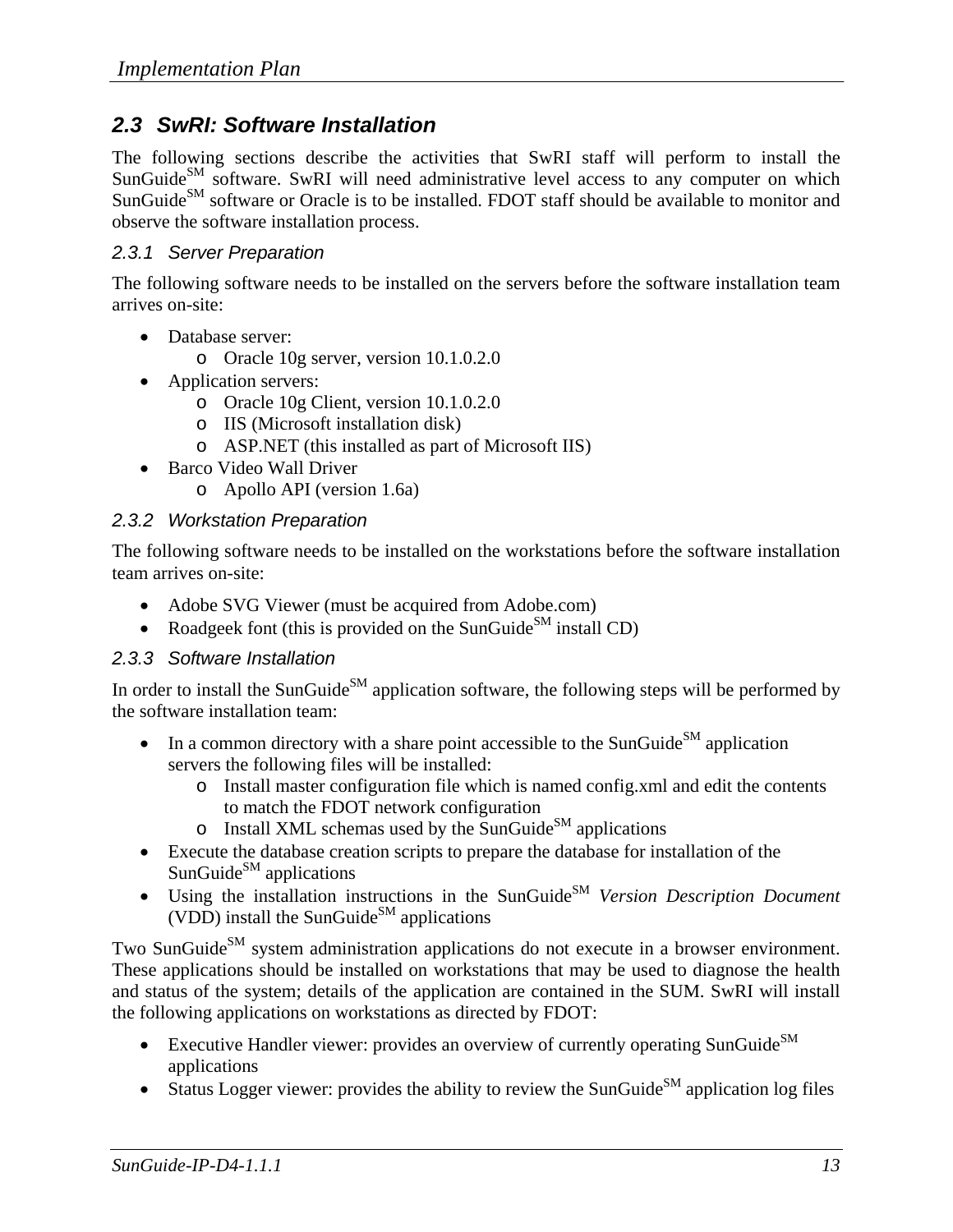## 2.3 SwRI: Software Installation

The following sections describe the activities that SwRI staff will perform to install the SunGuide[SM] software. SwRI will need administrative level access to any computer on which SunGuide[SM] software or Oracle is to be installed. FDOT staff should be available to monitor and observe the software installation process.

### 2.3.1 Server Preparation

The following software needs to be installed on the servers before the software installation team arrives on-site:

- Database server:
  - Oracle 10g server, version 10.1.0.2.0
- Application servers:
  - Oracle 10g Client, version 10.1.0.2.0
  - IIS (Microsoft installation disk)
  - ASP.NET (this installed as part of Microsoft IIS)
- Barco Video Wall Driver
  - Apollo API (version 1.6a)

### 2.3.2 Workstation Preparation

The following software needs to be installed on the workstations before the software installation team arrives on-site:

- Adobe SVG Viewer (must be acquired from Adobe.com)
- Roadgeek font (this is provided on the SunGuide[SM] install CD)

### 2.3.3 Software Installation

In order to install the SunGuide[SM] application software, the following steps will be performed by the software installation team:

- In a common directory with a share point accessible to the SunGuide[SM] application servers the following files will be installed:
  - Install master configuration file which is named config.xml and edit the contents to match the FDOT network configuration
  - Install XML schemas used by the SunGuide[SM] applications
- Execute the database creation scripts to prepare the database for installation of the SunGuide[SM] applications
- Using the installation instructions in the SunGuide[SM] *Version Description Document* (VDD) install the SunGuide[SM] applications

Two SunGuide[SM] system administration applications do not execute in a browser environment. These applications should be installed on workstations that may be used to diagnose the health and status of the system; details of the application are contained in the SUM. SwRI will install the following applications on workstations as directed by FDOT:

- Executive Handler viewer: provides an overview of currently operating SunGuide[SM] applications
- Status Logger viewer: provides the ability to review the SunGuide[SM] application log files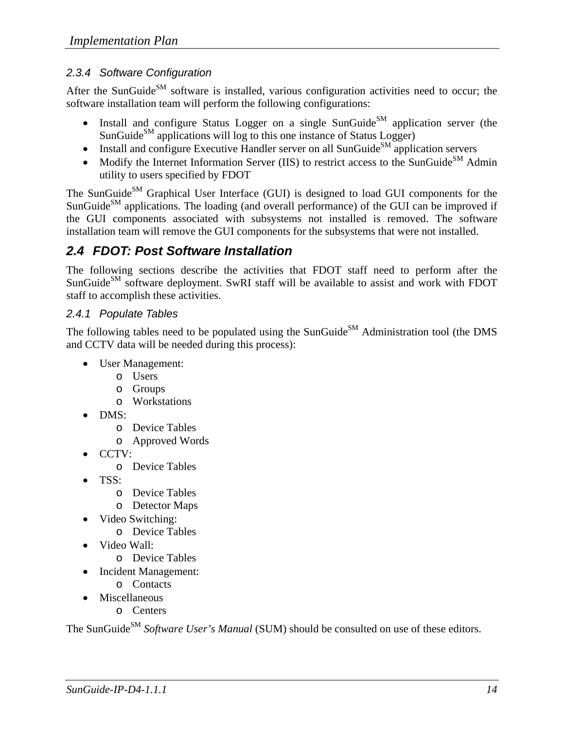#### 2.3.4 Software Configuration

After the SunGuide[SM] software is installed, various configuration activities need to occur; the software installation team will perform the following configurations:

- Install and configure Status Logger on a single SunGuide[SM] application server (the SunGuide[SM] applications will log to this one instance of Status Logger)
- Install and configure Executive Handler server on all SunGuide[SM] application servers
- Modify the Internet Information Server (IIS) to restrict access to the SunGuide[SM] Admin utility to users specified by FDOT

The SunGuide[SM] Graphical User Interface (GUI) is designed to load GUI components for the SunGuide[SM] applications. The loading (and overall performance) of the GUI can be improved if the GUI components associated with subsystems not installed is removed. The software installation team will remove the GUI components for the subsystems that were not installed.

### 2.4 FDOT: Post Software Installation

The following sections describe the activities that FDOT staff need to perform after the SunGuide[SM] software deployment. SwRI staff will be available to assist and work with FDOT staff to accomplish these activities.

#### 2.4.1 Populate Tables

The following tables need to be populated using the SunGuide[SM] Administration tool (the DMS and CCTV data will be needed during this process):

- User Management:
  - Users
  - Groups
  - Workstations
- DMS:
  - Device Tables
  - Approved Words
- CCTV:
  - Device Tables
- TSS:
  - Device Tables
  - Detector Maps
- Video Switching:
  - Device Tables
- Video Wall:
  - Device Tables
- Incident Management:
  - Contacts
- Miscellaneous
  - Centers

The SunGuide[SM] *Software User's Manual* (SUM) should be consulted on use of these editors.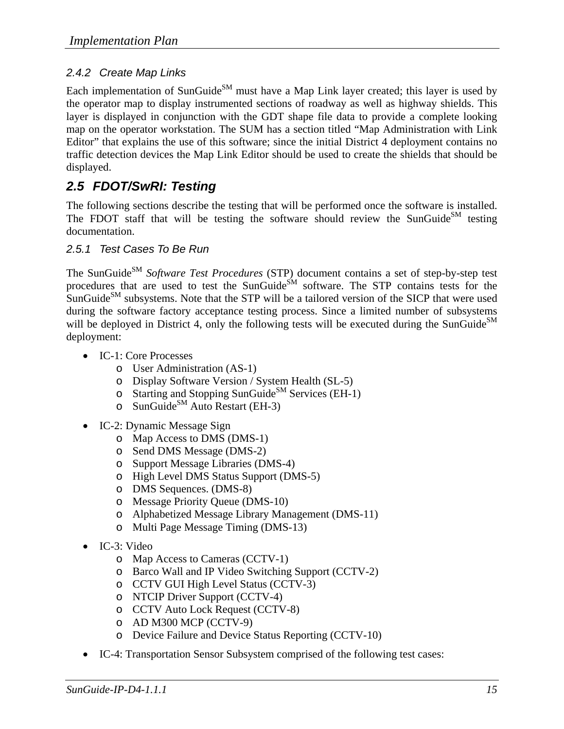### 2.4.2 Create Map Links

Each implementation of SunGuide[SM] must have a Map Link layer created; this layer is used by the operator map to display instrumented sections of roadway as well as highway shields. This layer is displayed in conjunction with the GDT shape file data to provide a complete looking map on the operator workstation. The SUM has a section titled "Map Administration with Link Editor" that explains the use of this software; since the initial District 4 deployment contains no traffic detection devices the Map Link Editor should be used to create the shields that should be displayed.

## 2.5 FDOT/SwRI: Testing

The following sections describe the testing that will be performed once the software is installed. The FDOT staff that will be testing the software should review the SunGuide[SM] testing documentation.

### 2.5.1 Test Cases To Be Run

The SunGuide[SM] *Software Test Procedures* (STP) document contains a set of step-by-step test procedures that are used to test the SunGuide[SM] software. The STP contains tests for the SunGuide[SM] subsystems. Note that the STP will be a tailored version of the SICP that were used during the software factory acceptance testing process. Since a limited number of subsystems will be deployed in District 4, only the following tests will be executed during the SunGuide[SM] deployment:

- IC-1: Core Processes
  - User Administration (AS-1)
  - Display Software Version / System Health (SL-5)
  - Starting and Stopping SunGuide[SM] Services (EH-1)
  - SunGuide[SM] Auto Restart (EH-3)
- IC-2: Dynamic Message Sign
  - Map Access to DMS (DMS-1)
  - Send DMS Message (DMS-2)
  - Support Message Libraries (DMS-4)
  - High Level DMS Status Support (DMS-5)
  - DMS Sequences. (DMS-8)
  - Message Priority Queue (DMS-10)
  - Alphabetized Message Library Management (DMS-11)
  - Multi Page Message Timing (DMS-13)
- IC-3: Video
  - Map Access to Cameras (CCTV-1)
  - Barco Wall and IP Video Switching Support (CCTV-2)
  - CCTV GUI High Level Status (CCTV-3)
  - NTCIP Driver Support (CCTV-4)
  - CCTV Auto Lock Request (CCTV-8)
  - AD M300 MCP (CCTV-9)
  - Device Failure and Device Status Reporting (CCTV-10)
- IC-4: Transportation Sensor Subsystem comprised of the following test cases: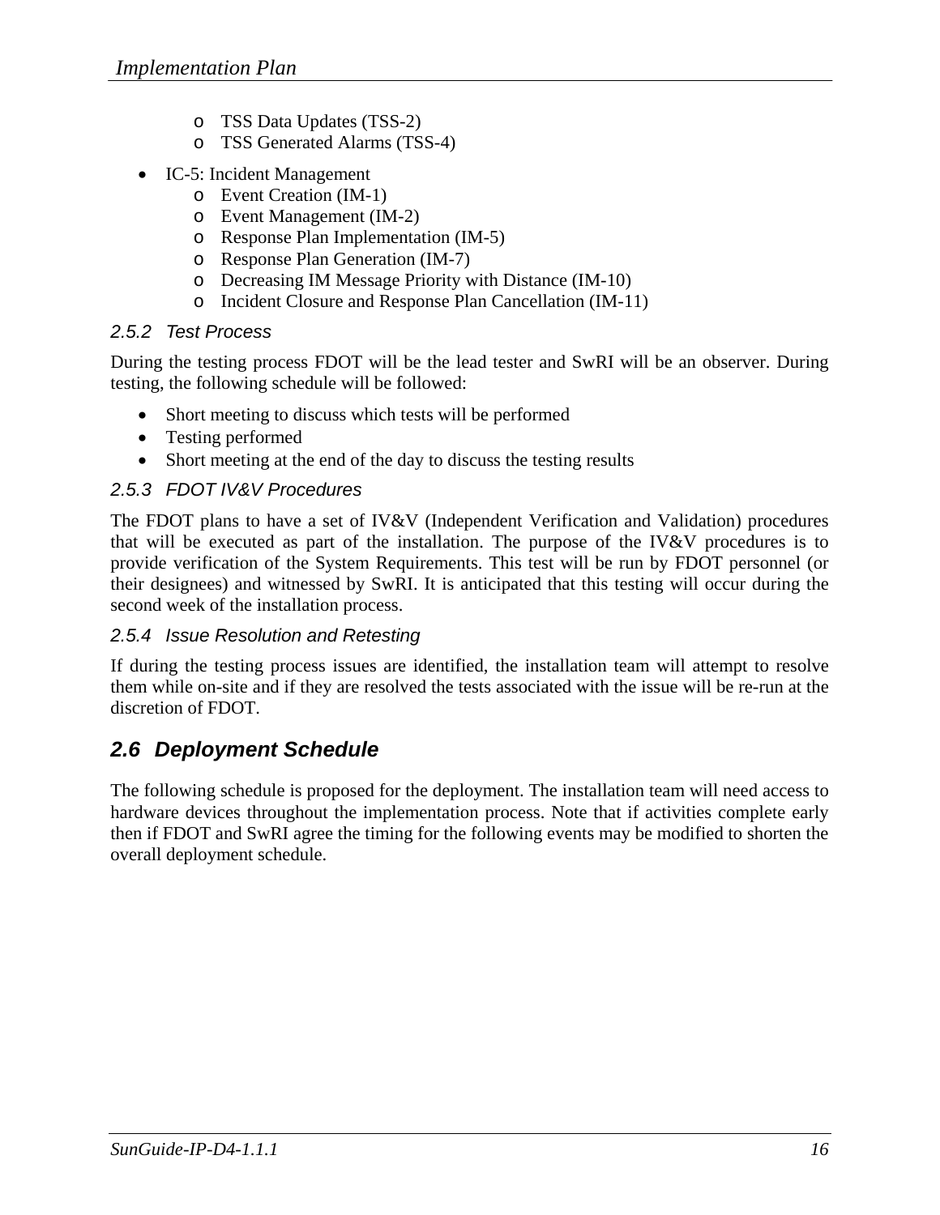- TSS Data Updates (TSS-2)
  - TSS Generated Alarms (TSS-4)
- IC-5: Incident Management
  - Event Creation (IM-1)
  - Event Management (IM-2)
  - Response Plan Implementation (IM-5)
  - Response Plan Generation (IM-7)
  - Decreasing IM Message Priority with Distance (IM-10)
  - Incident Closure and Response Plan Cancellation (IM-11)

### 2.5.2 Test Process

During the testing process FDOT will be the lead tester and SwRI will be an observer. During testing, the following schedule will be followed:

- Short meeting to discuss which tests will be performed
- Testing performed
- Short meeting at the end of the day to discuss the testing results

### 2.5.3 FDOT IV&V Procedures

The FDOT plans to have a set of IV&V (Independent Verification and Validation) procedures that will be executed as part of the installation. The purpose of the IV&V procedures is to provide verification of the System Requirements. This test will be run by FDOT personnel (or their designees) and witnessed by SwRI. It is anticipated that this testing will occur during the second week of the installation process.

### 2.5.4 Issue Resolution and Retesting

If during the testing process issues are identified, the installation team will attempt to resolve them while on-site and if they are resolved the tests associated with the issue will be re-run at the discretion of FDOT.

## 2.6 Deployment Schedule

The following schedule is proposed for the deployment. The installation team will need access to hardware devices throughout the implementation process. Note that if activities complete early then if FDOT and SwRI agree the timing for the following events may be modified to shorten the overall deployment schedule.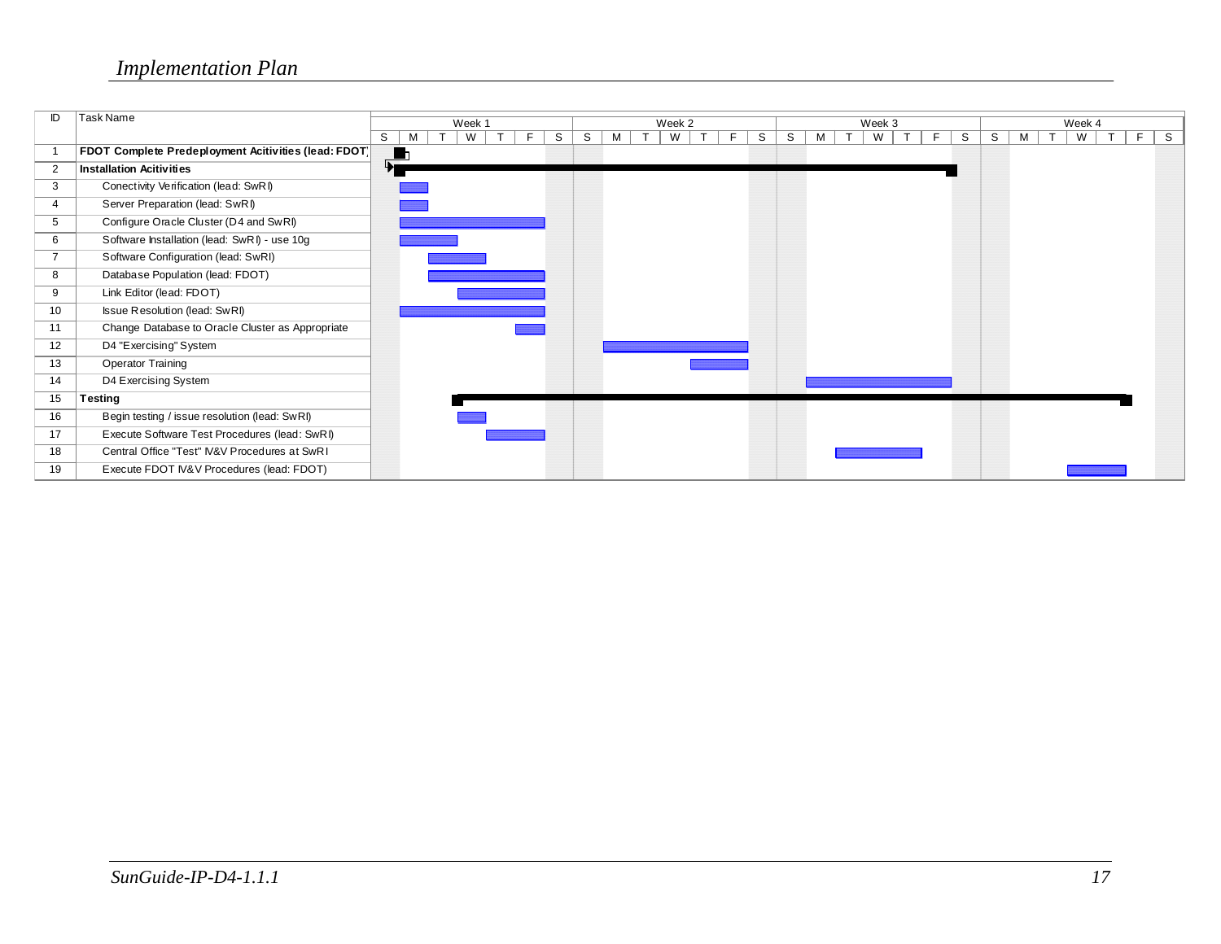| ID | Task Name |
|---|---|
| 1 | **FDOT Complete Predeployment Acitivities (lead: FDOT)** |
| 2 | **Installation Acitivities** |
| 3 | Conectivity Verification (lead: SwRI) |
| 4 | Server Preparation (lead: SwRI) |
| 5 | Configure Oracle Cluster (D4 and SwRI) |
| 6 | Software Installation (lead: SwRI) - use 10g |
| 7 | Software Configuration (lead: SwRI) |
| 8 | Database Population (lead: FDOT) |
| 9 | Link Editor (lead: FDOT) |
| 10 | Issue Resolution (lead: SwRI) |
| 11 | Change Database to Oracle Cluster as Appropriate |
| 12 | D4 "Exercising" System |
| 13 | Operator Training |
| 14 | D4 Exercising System |
| 15 | **Testing** |
| 16 | Begin testing / issue resolution (lead: SwRI) |
| 17 | Execute Software Test Procedures (lead: SwRI) |
| 18 | Central Office "Test" IV&V Procedures at SwRI |
| 19 | Execute FDOT IV&V Procedures (lead: FDOT) |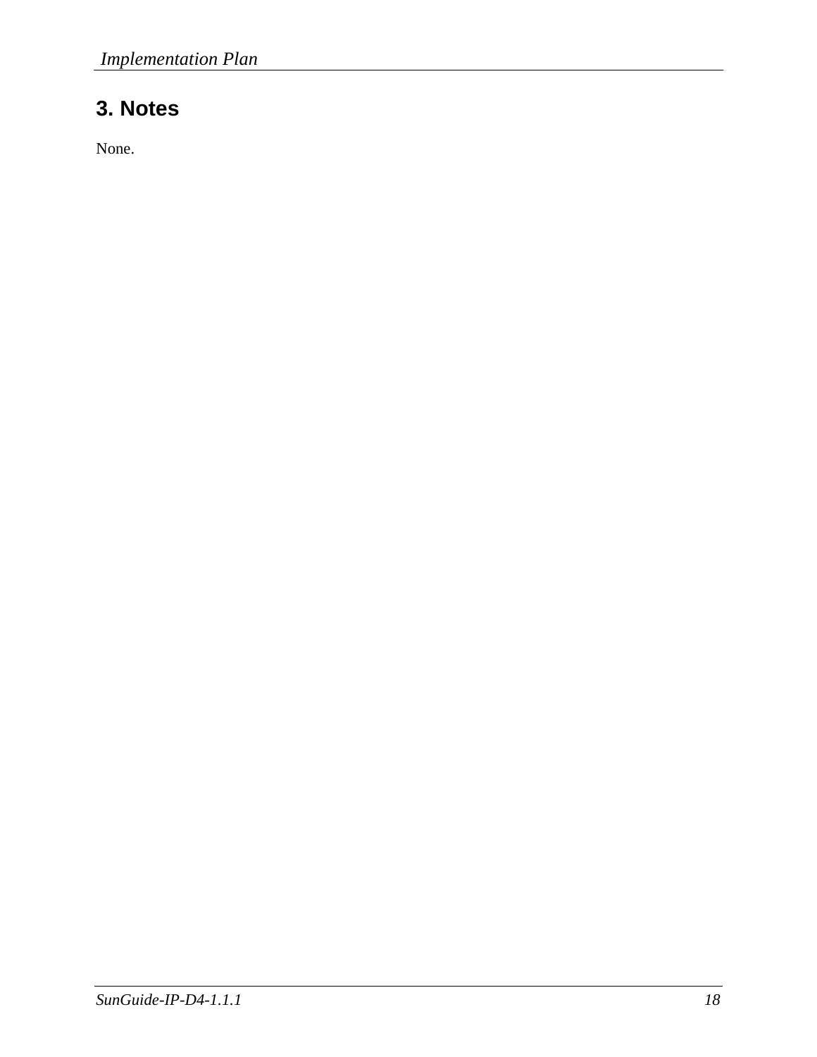# 3. Notes

None.